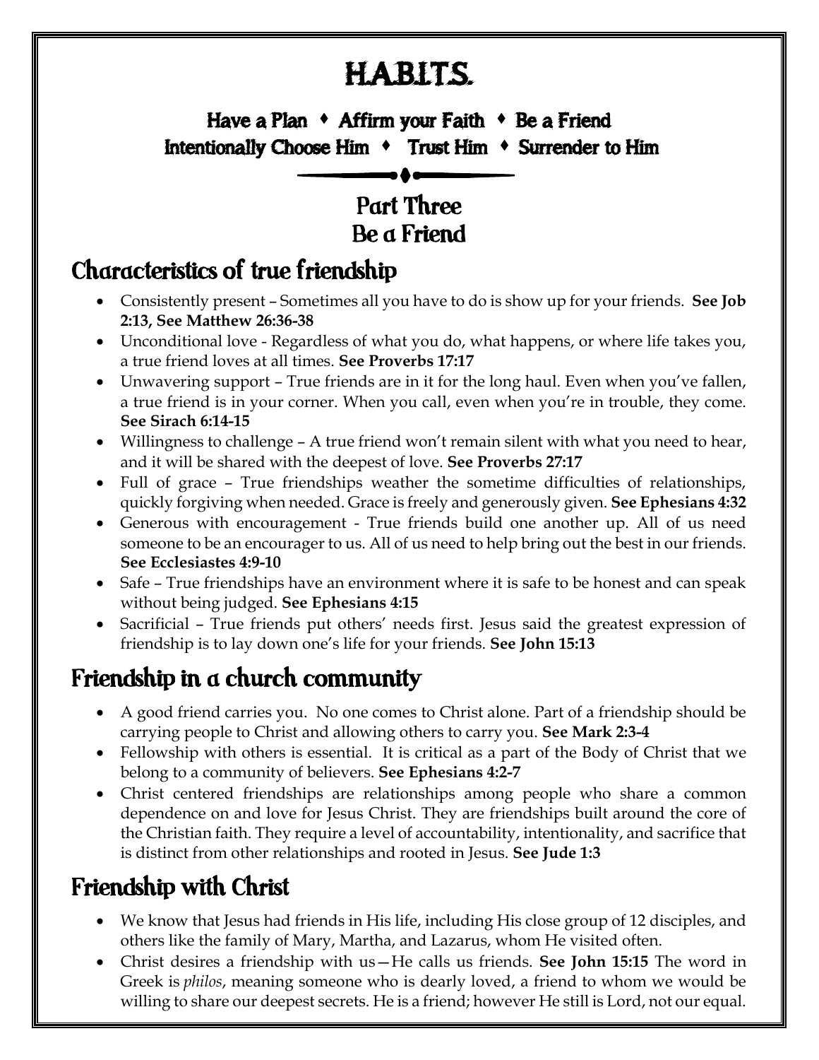# HABITS.

**Have a Plan ♦ Affirm your Faith ♦ Be a Friend**
**Intentionally Choose Him ♦ Trust Him ♦ Surrender to Him**

## Part Three
## Be a Friend

## Characteristics of true friendship

- Consistently present – Sometimes all you have to do is show up for your friends. **See Job 2:13, See Matthew 26:36-38**
- Unconditional love - Regardless of what you do, what happens, or where life takes you, a true friend loves at all times. **See Proverbs 17:17**
- Unwavering support – True friends are in it for the long haul. Even when you've fallen, a true friend is in your corner. When you call, even when you're in trouble, they come. **See Sirach 6:14-15**
- Willingness to challenge – A true friend won't remain silent with what you need to hear, and it will be shared with the deepest of love. **See Proverbs 27:17**
- Full of grace – True friendships weather the sometime difficulties of relationships, quickly forgiving when needed. Grace is freely and generously given. **See Ephesians 4:32**
- Generous with encouragement - True friends build one another up. All of us need someone to be an encourager to us. All of us need to help bring out the best in our friends. **See Ecclesiastes 4:9-10**
- Safe – True friendships have an environment where it is safe to be honest and can speak without being judged. **See Ephesians 4:15**
- Sacrificial – True friends put others' needs first. Jesus said the greatest expression of friendship is to lay down one's life for your friends. **See John 15:13**

## Friendship in a church community

- A good friend carries you. No one comes to Christ alone. Part of a friendship should be carrying people to Christ and allowing others to carry you. **See Mark 2:3-4**
- Fellowship with others is essential. It is critical as a part of the Body of Christ that we belong to a community of believers. **See Ephesians 4:2-7**
- Christ centered friendships are relationships among people who share a common dependence on and love for Jesus Christ. They are friendships built around the core of the Christian faith. They require a level of accountability, intentionality, and sacrifice that is distinct from other relationships and rooted in Jesus. **See Jude 1:3**

## Friendship with Christ

- We know that Jesus had friends in His life, including His close group of 12 disciples, and others like the family of Mary, Martha, and Lazarus, whom He visited often.
- Christ desires a friendship with us—He calls us friends. **See John 15:15** The word in Greek is *philos*, meaning someone who is dearly loved, a friend to whom we would be willing to share our deepest secrets. He is a friend; however He still is Lord, not our equal.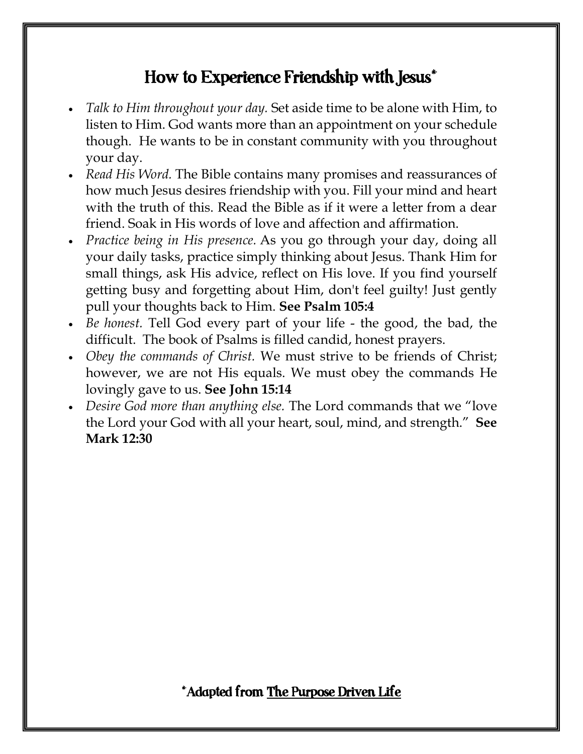# How to Experience Friendship with Jesus*

- *Talk to Him throughout your day.* Set aside time to be alone with Him, to listen to Him. God wants more than an appointment on your schedule though. He wants to be in constant community with you throughout your day.
- *Read His Word.* The Bible contains many promises and reassurances of how much Jesus desires friendship with you. Fill your mind and heart with the truth of this. Read the Bible as if it were a letter from a dear friend. Soak in His words of love and affection and affirmation.
- *Practice being in His presence.* As you go through your day, doing all your daily tasks, practice simply thinking about Jesus. Thank Him for small things, ask His advice, reflect on His love. If you find yourself getting busy and forgetting about Him, don't feel guilty! Just gently pull your thoughts back to Him. **See Psalm 105:4**
- *Be honest.* Tell God every part of your life - the good, the bad, the difficult. The book of Psalms is filled candid, honest prayers.
- *Obey the commands of Christ.* We must strive to be friends of Christ; however, we are not His equals. We must obey the commands He lovingly gave to us. **See John 15:14**
- *Desire God more than anything else.* The Lord commands that we "love the Lord your God with all your heart, soul, mind, and strength." **See Mark 12:30**

*Adapted from <u>The Purpose Driven Life</u>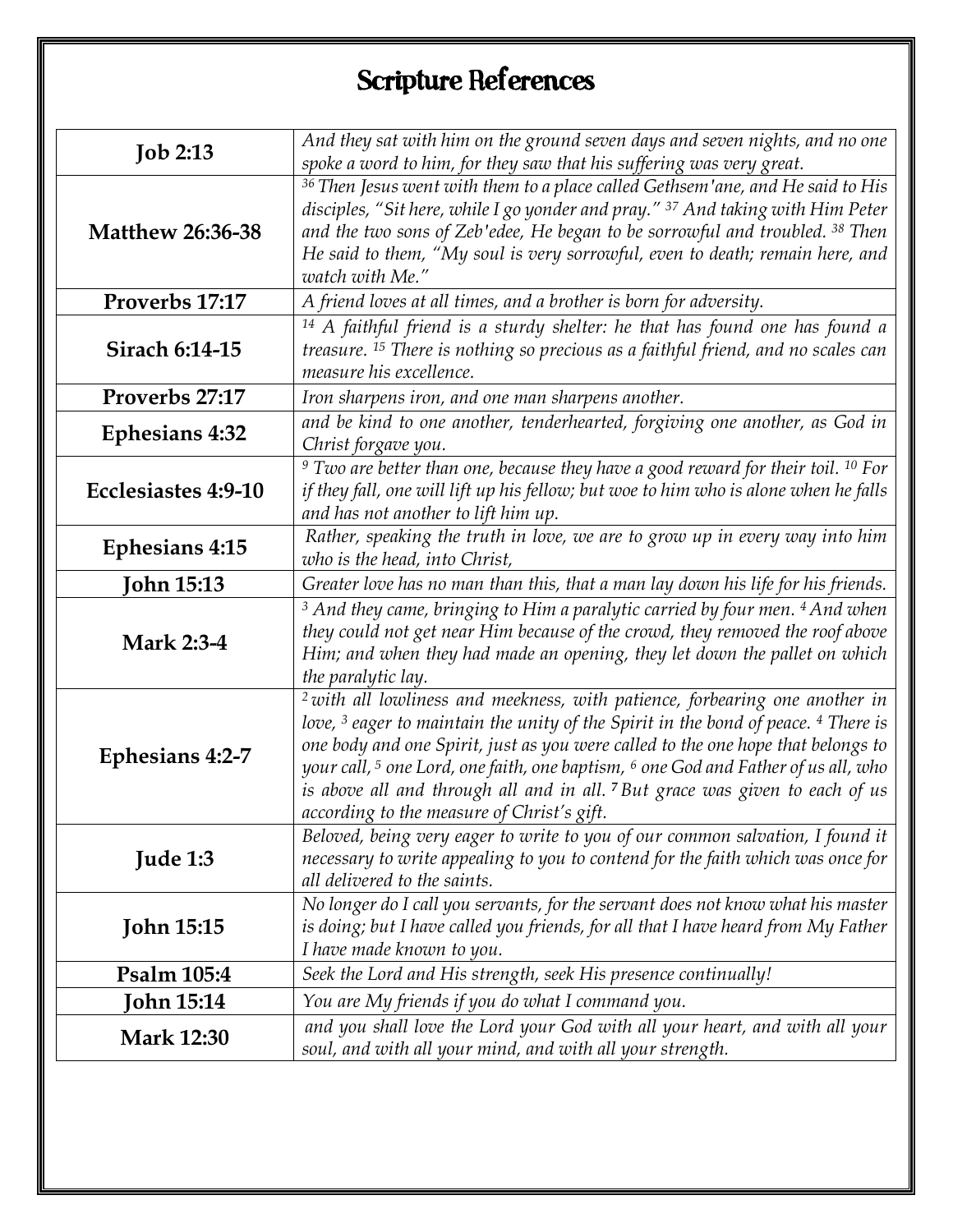# Scripture References

| Reference | Text |
|---|---|
| **Job 2:13** | *And they sat with him on the ground seven days and seven nights, and no one spoke a word to him, for they saw that his suffering was very great.* |
| **Matthew 26:36-38** | *[36] Then Jesus went with them to a place called Gethsem'ane, and He said to His disciples, "Sit here, while I go yonder and pray." [37] And taking with Him Peter and the two sons of Zeb'edee, He began to be sorrowful and troubled. [38] Then He said to them, "My soul is very sorrowful, even to death; remain here, and watch with Me."* |
| **Proverbs 17:17** | *A friend loves at all times, and a brother is born for adversity.* |
| **Sirach 6:14-15** | *[14] A faithful friend is a sturdy shelter: he that has found one has found a treasure. [15] There is nothing so precious as a faithful friend, and no scales can measure his excellence.* |
| **Proverbs 27:17** | *Iron sharpens iron, and one man sharpens another.* |
| **Ephesians 4:32** | *and be kind to one another, tenderhearted, forgiving one another, as God in Christ forgave you.* |
| **Ecclesiastes 4:9-10** | *[9] Two are better than one, because they have a good reward for their toil. [10] For if they fall, one will lift up his fellow; but woe to him who is alone when he falls and has not another to lift him up.* |
| **Ephesians 4:15** | *Rather, speaking the truth in love, we are to grow up in every way into him who is the head, into Christ,* |
| **John 15:13** | *Greater love has no man than this, that a man lay down his life for his friends.* |
| **Mark 2:3-4** | *[3] And they came, bringing to Him a paralytic carried by four men. [4] And when they could not get near Him because of the crowd, they removed the roof above Him; and when they had made an opening, they let down the pallet on which the paralytic lay.* |
| **Ephesians 4:2-7** | *[2] with all lowliness and meekness, with patience, forbearing one another in love, [3] eager to maintain the unity of the Spirit in the bond of peace. [4] There is one body and one Spirit, just as you were called to the one hope that belongs to your call, [5] one Lord, one faith, one baptism, [6] one God and Father of us all, who is above all and through all and in all. [7] But grace was given to each of us according to the measure of Christ's gift.* |
| **Jude 1:3** | *Beloved, being very eager to write to you of our common salvation, I found it necessary to write appealing to you to contend for the faith which was once for all delivered to the saints.* |
| **John 15:15** | *No longer do I call you servants, for the servant does not know what his master is doing; but I have called you friends, for all that I have heard from My Father I have made known to you.* |
| **Psalm 105:4** | *Seek the Lord and His strength, seek His presence continually!* |
| **John 15:14** | *You are My friends if you do what I command you.* |
| **Mark 12:30** | *and you shall love the Lord your God with all your heart, and with all your soul, and with all your mind, and with all your strength.* |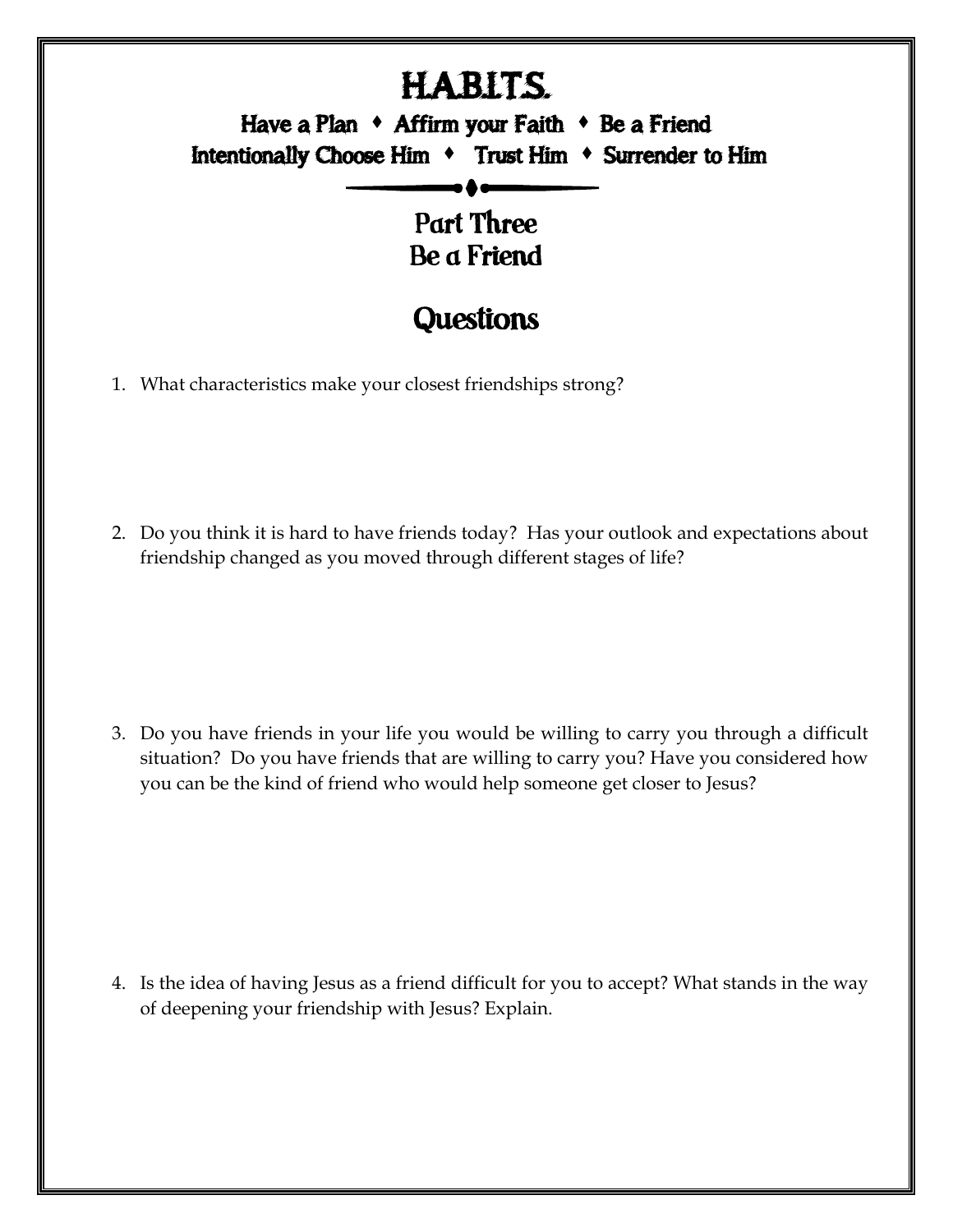# H.A.B.I.T.S.

**Have a Plan • Affirm your Faith • Be a Friend**
**Intentionally Choose Him • Trust Him • Surrender to Him**

## Part Three
## Be a Friend

## Questions

1. What characteristics make your closest friendships strong?

2. Do you think it is hard to have friends today? Has your outlook and expectations about friendship changed as you moved through different stages of life?

3. Do you have friends in your life you would be willing to carry you through a difficult situation? Do you have friends that are willing to carry you? Have you considered how you can be the kind of friend who would help someone get closer to Jesus?

4. Is the idea of having Jesus as a friend difficult for you to accept? What stands in the way of deepening your friendship with Jesus? Explain.